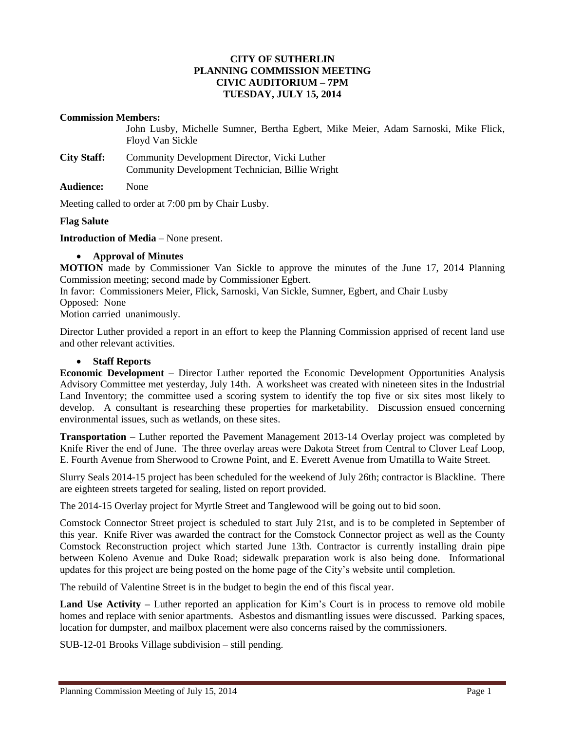**CITY OF SUTHERLIN**
**PLANNING COMMISSION MEETING**
**CIVIC AUDITORIUM – 7PM**
**TUESDAY, JULY 15, 2014**

**Commission Members:**
John Lusby, Michelle Sumner, Bertha Egbert, Mike Meier, Adam Sarnoski, Mike Flick, Floyd Van Sickle

**City Staff:** Community Development Director, Vicki Luther
Community Development Technician, Billie Wright

**Audience:** None

Meeting called to order at 7:00 pm by Chair Lusby.

**Flag Salute**

**Introduction of Media** – None present.

- **Approval of Minutes**

**MOTION** made by Commissioner Van Sickle to approve the minutes of the June 17, 2014 Planning Commission meeting; second made by Commissioner Egbert.
In favor: Commissioners Meier, Flick, Sarnoski, Van Sickle, Sumner, Egbert, and Chair Lusby
Opposed: None
Motion carried unanimously.

Director Luther provided a report in an effort to keep the Planning Commission apprised of recent land use and other relevant activities.

- **Staff Reports**

**Economic Development –** Director Luther reported the Economic Development Opportunities Analysis Advisory Committee met yesterday, July 14th. A worksheet was created with nineteen sites in the Industrial Land Inventory; the committee used a scoring system to identify the top five or six sites most likely to develop. A consultant is researching these properties for marketability. Discussion ensued concerning environmental issues, such as wetlands, on these sites.

**Transportation –** Luther reported the Pavement Management 2013-14 Overlay project was completed by Knife River the end of June. The three overlay areas were Dakota Street from Central to Clover Leaf Loop, E. Fourth Avenue from Sherwood to Crowne Point, and E. Everett Avenue from Umatilla to Waite Street.

Slurry Seals 2014-15 project has been scheduled for the weekend of July 26th; contractor is Blackline. There are eighteen streets targeted for sealing, listed on report provided.

The 2014-15 Overlay project for Myrtle Street and Tanglewood will be going out to bid soon.

Comstock Connector Street project is scheduled to start July 21st, and is to be completed in September of this year. Knife River was awarded the contract for the Comstock Connector project as well as the County Comstock Reconstruction project which started June 13th. Contractor is currently installing drain pipe between Koleno Avenue and Duke Road; sidewalk preparation work is also being done. Informational updates for this project are being posted on the home page of the City's website until completion.

The rebuild of Valentine Street is in the budget to begin the end of this fiscal year.

**Land Use Activity –** Luther reported an application for Kim's Court is in process to remove old mobile homes and replace with senior apartments. Asbestos and dismantling issues were discussed. Parking spaces, location for dumpster, and mailbox placement were also concerns raised by the commissioners.

SUB-12-01 Brooks Village subdivision – still pending.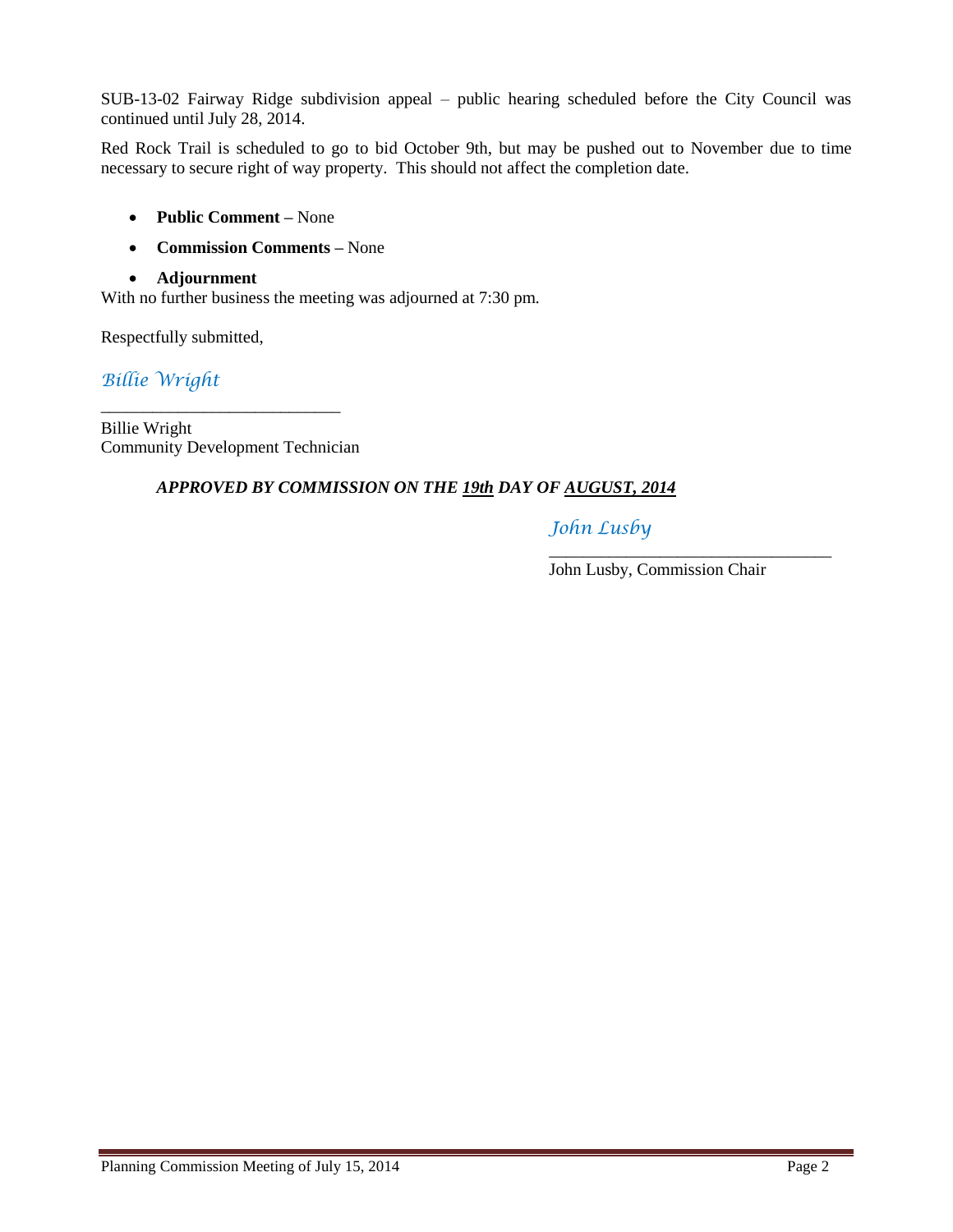SUB-13-02 Fairway Ridge subdivision appeal – public hearing scheduled before the City Council was continued until July 28, 2014.

Red Rock Trail is scheduled to go to bid October 9th, but may be pushed out to November due to time necessary to secure right of way property. This should not affect the completion date.

- **Public Comment –** None
- **Commission Comments –** None
- **Adjournment**

With no further business the meeting was adjourned at 7:30 pm.

Respectfully submitted,

*Billie Wright*

\_\_\_\_\_\_\_\_\_\_\_\_\_\_\_\_\_\_\_\_\_\_\_\_\_\_\_\_

Billie Wright
Community Development Technician

***APPROVED BY COMMISSION ON THE 19th DAY OF AUGUST, 2014***

*John Lusby*

\_\_\_\_\_\_\_\_\_\_\_\_\_\_\_\_\_\_\_\_\_\_\_\_\_\_\_\_\_\_\_\_\_\_

John Lusby, Commission Chair